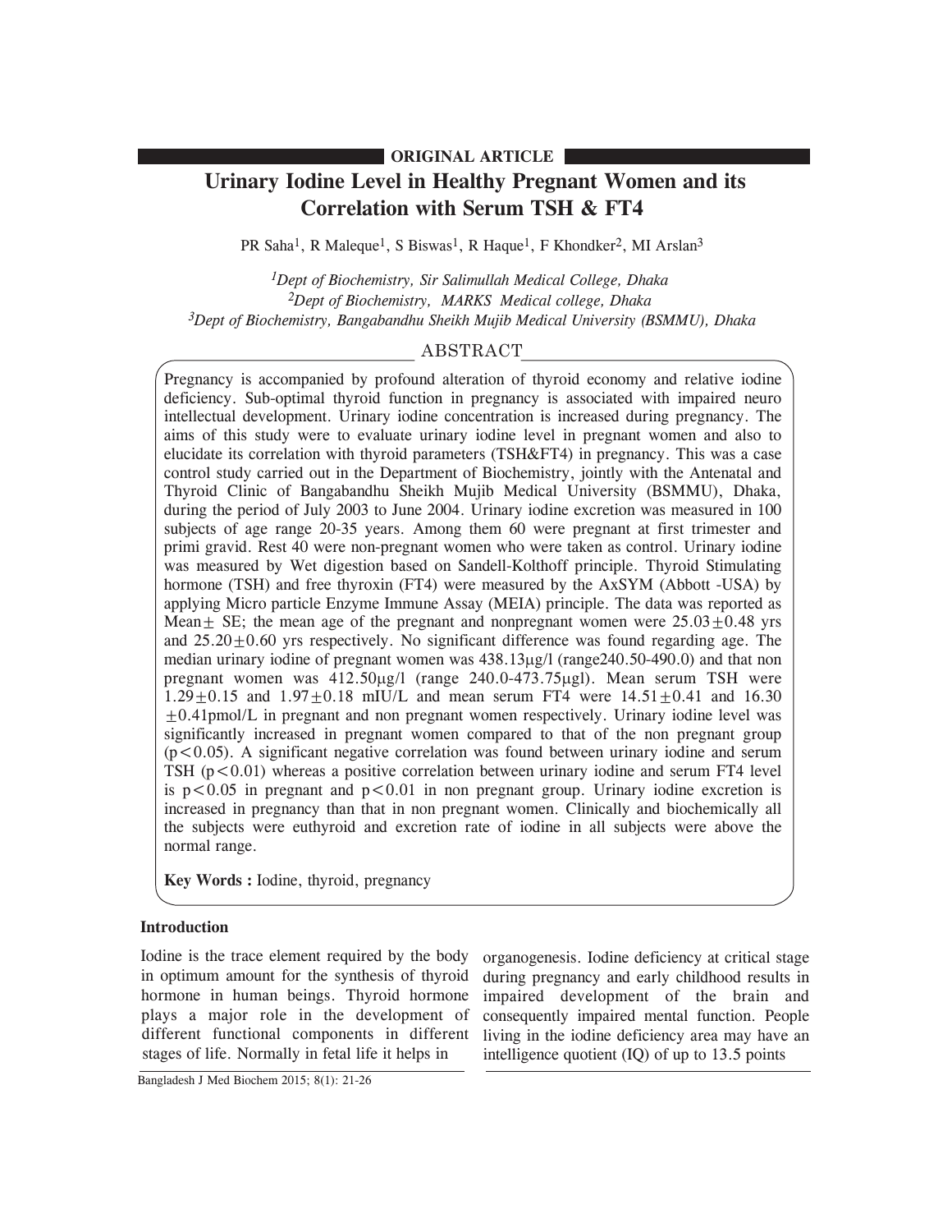**ORIGINAL ARTICLE**

# Urinary Iodine Level in Healthy Pregnant Women and its Correlation with Serum TSH & FT4

PR Saha[1], R Maleque[1], S Biswas[1], R Haque[1], F Khondker[2], MI Arslan[3]

[1]*Dept of Biochemistry, Sir Salimullah Medical College, Dhaka*
[2]*Dept of Biochemistry, MARKS Medical college, Dhaka*
[3]*Dept of Biochemistry, Bangabandhu Sheikh Mujib Medical University (BSMMU), Dhaka*

## ABSTRACT

Pregnancy is accompanied by profound alteration of thyroid economy and relative iodine deficiency. Sub-optimal thyroid function in pregnancy is associated with impaired neuro intellectual development. Urinary iodine concentration is increased during pregnancy. The aims of this study were to evaluate urinary iodine level in pregnant women and also to elucidate its correlation with thyroid parameters (TSH&FT4) in pregnancy. This was a case control study carried out in the Department of Biochemistry, jointly with the Antenatal and Thyroid Clinic of Bangabandhu Sheikh Mujib Medical University (BSMMU), Dhaka, during the period of July 2003 to June 2004. Urinary iodine excretion was measured in 100 subjects of age range 20-35 years. Among them 60 were pregnant at first trimester and primi gravid. Rest 40 were non-pregnant women who were taken as control. Urinary iodine was measured by Wet digestion based on Sandell-Kolthoff principle. Thyroid Stimulating hormone (TSH) and free thyroxin (FT4) were measured by the AxSYM (Abbott -USA) by applying Micro particle Enzyme Immune Assay (MEIA) principle. The data was reported as Mean$\pm$ SE; the mean age of the pregnant and nonpregnant women were $25.03 \pm 0.48$ yrs and $25.20 \pm 0.60$ yrs respectively. No significant difference was found regarding age. The median urinary iodine of pregnant women was 438.13μg/l (range240.50-490.0) and that non pregnant women was 412.50μg/l (range 240.0-473.75μgl). Mean serum TSH were $1.29 \pm 0.15$ and $1.97 \pm 0.18$ mIU/L and mean serum FT4 were $14.51 \pm 0.41$ and 16.30 $\pm 0.41$pmol/L in pregnant and non pregnant women respectively. Urinary iodine level was significantly increased in pregnant women compared to that of the non pregnant group ($p < 0.05$). A significant negative correlation was found between urinary iodine and serum TSH ($p < 0.01$) whereas a positive correlation between urinary iodine and serum FT4 level is $p < 0.05$ in pregnant and $p < 0.01$ in non pregnant group. Urinary iodine excretion is increased in pregnancy than that in non pregnant women. Clinically and biochemically all the subjects were euthyroid and excretion rate of iodine in all subjects were above the normal range.

**Key Words :** Iodine, thyroid, pregnancy

## Introduction

Iodine is the trace element required by the body in optimum amount for the synthesis of thyroid hormone in human beings. Thyroid hormone plays a major role in the development of different functional components in different stages of life. Normally in fetal life it helps in organogenesis. Iodine deficiency at critical stage during pregnancy and early childhood results in impaired development of the brain and consequently impaired mental function. People living in the iodine deficiency area may have an intelligence quotient (IQ) of up to 13.5 points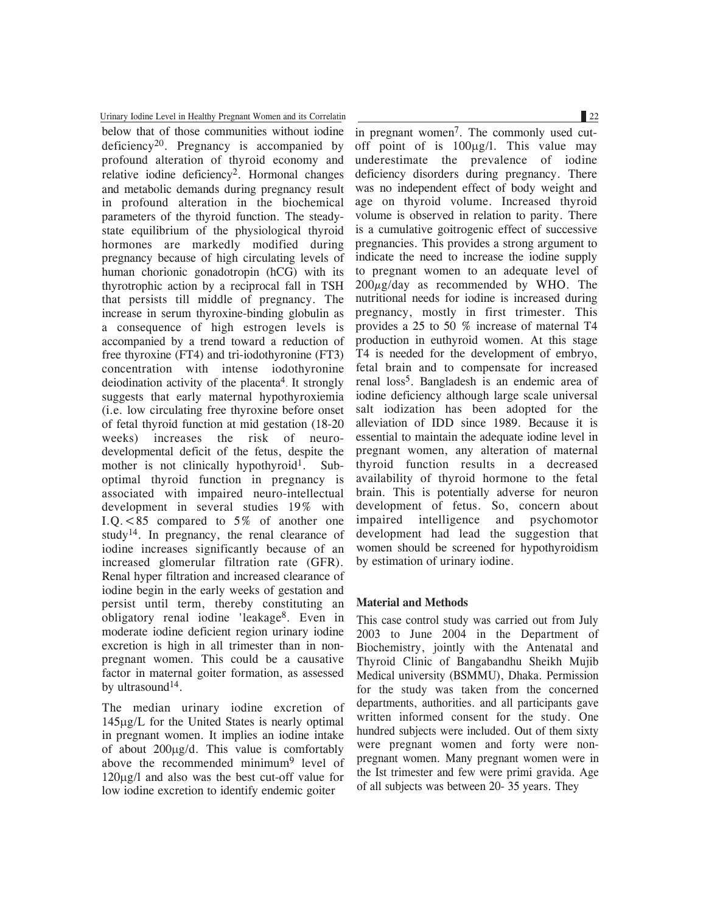below that of those communities without iodine deficiency[20]. Pregnancy is accompanied by profound alteration of thyroid economy and relative iodine deficiency[2]. Hormonal changes and metabolic demands during pregnancy result in profound alteration in the biochemical parameters of the thyroid function. The steady-state equilibrium of the physiological thyroid hormones are markedly modified during pregnancy because of high circulating levels of human chorionic gonadotropin (hCG) with its thyrotrophic action by a reciprocal fall in TSH that persists till middle of pregnancy. The increase in serum thyroxine-binding globulin as a consequence of high estrogen levels is accompanied by a trend toward a reduction of free thyroxine (FT4) and tri-iodothyronine (FT3) concentration with intense iodothyronine deiodination activity of the placenta[4]. It strongly suggests that early maternal hypothyroxiemia (i.e. low circulating free thyroxine before onset of fetal thyroid function at mid gestation (18-20 weeks) increases the risk of neuro-developmental deficit of the fetus, despite the mother is not clinically hypothyroid[1]. Sub-optimal thyroid function in pregnancy is associated with impaired neuro-intellectual development in several studies 19% with I.Q.<85 compared to 5% of another one study[14]. In pregnancy, the renal clearance of iodine increases significantly because of an increased glomerular filtration rate (GFR). Renal hyper filtration and increased clearance of iodine begin in the early weeks of gestation and persist until term, thereby constituting an obligatory renal iodine 'leakage[8]. Even in moderate iodine deficient region urinary iodine excretion is high in all trimester than in non-pregnant women. This could be a causative factor in maternal goiter formation, as assessed by ultrasound[14].

The median urinary iodine excretion of 145µg/L for the United States is nearly optimal in pregnant women. It implies an iodine intake of about 200µg/d. This value is comfortably above the recommended minimum[9] level of 120µg/l and also was the best cut-off value for low iodine excretion to identify endemic goiter in pregnant women[7]. The commonly used cut-off point of is 100µg/l. This value may underestimate the prevalence of iodine deficiency disorders during pregnancy. There was no independent effect of body weight and age on thyroid volume. Increased thyroid volume is observed in relation to parity. There is a cumulative goitrogenic effect of successive pregnancies. This provides a strong argument to indicate the need to increase the iodine supply to pregnant women to an adequate level of 200µg/day as recommended by WHO. The nutritional needs for iodine is increased during pregnancy, mostly in first trimester. This provides a 25 to 50 % increase of maternal T4 production in euthyroid women. At this stage T4 is needed for the development of embryo, fetal brain and to compensate for increased renal loss[5]. Bangladesh is an endemic area of iodine deficiency although large scale universal salt iodization has been adopted for the alleviation of IDD since 1989. Because it is essential to maintain the adequate iodine level in pregnant women, any alteration of maternal thyroid function results in a decreased availability of thyroid hormone to the fetal brain. This is potentially adverse for neuron development of fetus. So, concern about impaired intelligence and psychomotor development had lead the suggestion that women should be screened for hypothyroidism by estimation of urinary iodine.

## Material and Methods

This case control study was carried out from July 2003 to June 2004 in the Department of Biochemistry, jointly with the Antenatal and Thyroid Clinic of Bangabandhu Sheikh Mujib Medical university (BSMMU), Dhaka. Permission for the study was taken from the concerned departments, authorities. and all participants gave written informed consent for the study. One hundred subjects were included. Out of them sixty were pregnant women and forty were non-pregnant women. Many pregnant women were in the Ist trimester and few were primi gravida. Age of all subjects was between 20- 35 years. They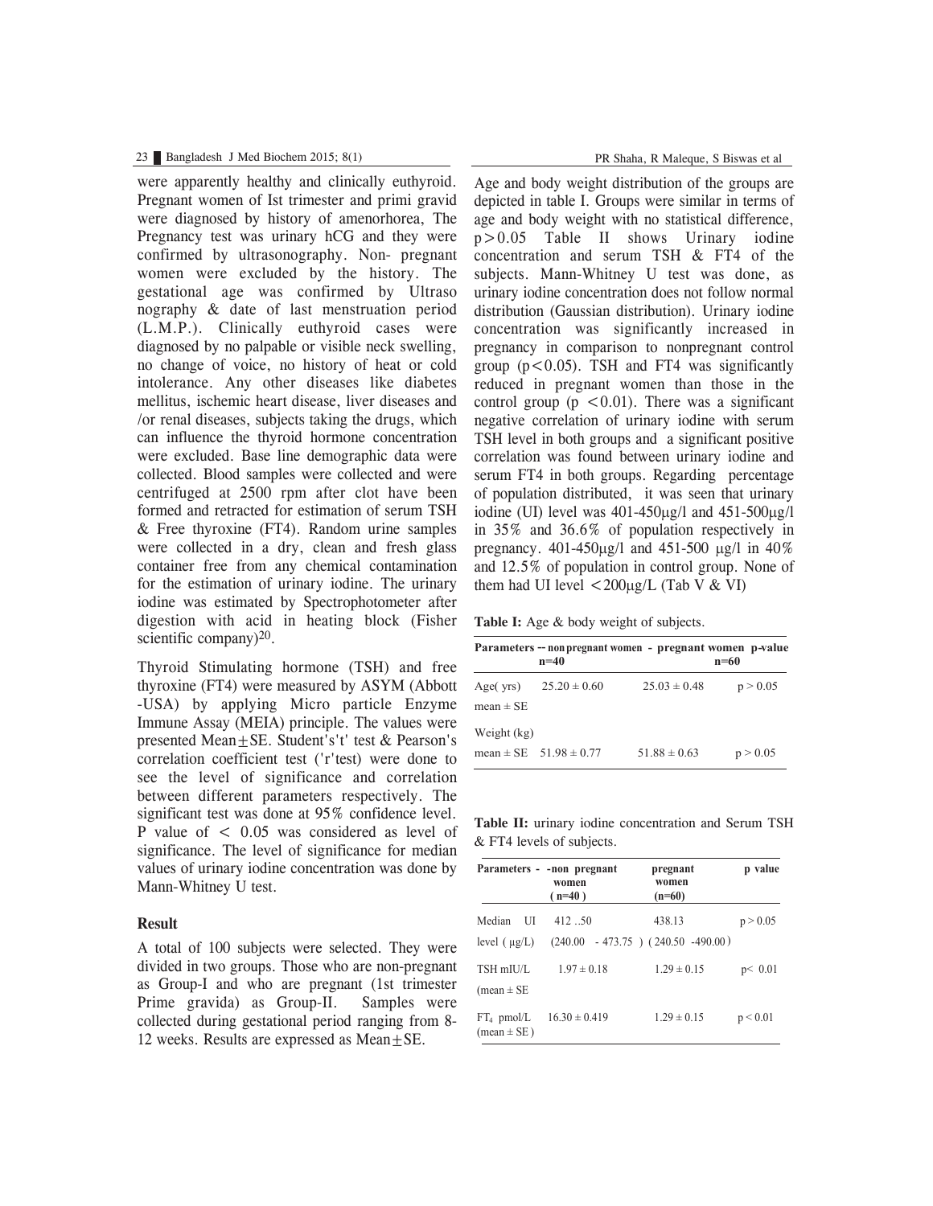were apparently healthy and clinically euthyroid. Pregnant women of Ist trimester and primi gravid were diagnosed by history of amenorhorea, The Pregnancy test was urinary hCG and they were confirmed by ultrasonography. Non- pregnant women were excluded by the history. The gestational age was confirmed by Ultraso nography & date of last menstruation period (L.M.P.). Clinically euthyroid cases were diagnosed by no palpable or visible neck swelling, no change of voice, no history of heat or cold intolerance. Any other diseases like diabetes mellitus, ischemic heart disease, liver diseases and /or renal diseases, subjects taking the drugs, which can influence the thyroid hormone concentration were excluded. Base line demographic data were collected. Blood samples were collected and were centrifuged at 2500 rpm after clot have been formed and retracted for estimation of serum TSH & Free thyroxine (FT4). Random urine samples were collected in a dry, clean and fresh glass container free from any chemical contamination for the estimation of urinary iodine. The urinary iodine was estimated by Spectrophotometer after digestion with acid in heating block (Fisher scientific company)[20].

Thyroid Stimulating hormone (TSH) and free thyroxine (FT4) were measured by ASYM (Abbott -USA) by applying Micro particle Enzyme Immune Assay (MEIA) principle. The values were presented Mean±SE. Student's't' test & Pearson's correlation coefficient test ('r'test) were done to see the level of significance and correlation between different parameters respectively. The significant test was done at 95% confidence level. P value of $< 0.05$ was considered as level of significance. The level of significance for median values of urinary iodine concentration was done by Mann-Whitney U test.

## Result

A total of 100 subjects were selected. They were divided in two groups. Those who are non-pregnant as Group-I and who are pregnant (1st trimester Prime gravida) as Group-II. Samples were collected during gestational period ranging from 8-12 weeks. Results are expressed as Mean±SE.

Age and body weight distribution of the groups are depicted in table I. Groups were similar in terms of age and body weight with no statistical difference, $p>0.05$ Table II shows Urinary iodine concentration and serum TSH & FT4 of the subjects. Mann-Whitney U test was done, as urinary iodine concentration does not follow normal distribution (Gaussian distribution). Urinary iodine concentration was significantly increased in pregnancy in comparison to nonpregnant control group ($p<0.05$). TSH and FT4 was significantly reduced in pregnant women than those in the control group ($p<0.01$). There was a significant negative correlation of urinary iodine with serum TSH level in both groups and a significant positive correlation was found between urinary iodine and serum FT4 in both groups. Regarding percentage of population distributed, it was seen that urinary iodine (UI) level was 401-450μg/l and 451-500μg/l in 35% and 36.6% of population respectively in pregnancy. 401-450μg/l and 451-500 μg/l in 40% and 12.5% of population in control group. None of them had UI level <200μg/L (Tab V & VI)

**Table I:** Age & body weight of subjects.

| Parameters | non pregnant women n=40 | pregnant women n=60 | p-value |
|---|---|---|---|
| Age( yrs) mean ± SE | 25.20 ± 0.60 | 25.03 ± 0.48 | p > 0.05 |
| Weight (kg) mean ± SE | 51.98 ± 0.77 | 51.88 ± 0.63 | p > 0.05 |

**Table II:** urinary iodine concentration and Serum TSH & FT4 levels of subjects.

| Parameters | non pregnant women (n=40) | pregnant women (n=60) | p value |
|---|---|---|---|
| Median UI level ( μg/L) | 412 ..50 (240.00 - 473.75 ) | 438.13 ( 240.50 -490.00 ) | p > 0.05 |
| TSH mIU/L (mean ± SE | 1.97 ± 0.18 | 1.29 ± 0.15 | p< 0.01 |
| $FT_4$ pmol/L (mean ± SE ) | 16.30 ± 0.419 | 1.29 ± 0.15 | p < 0.01 |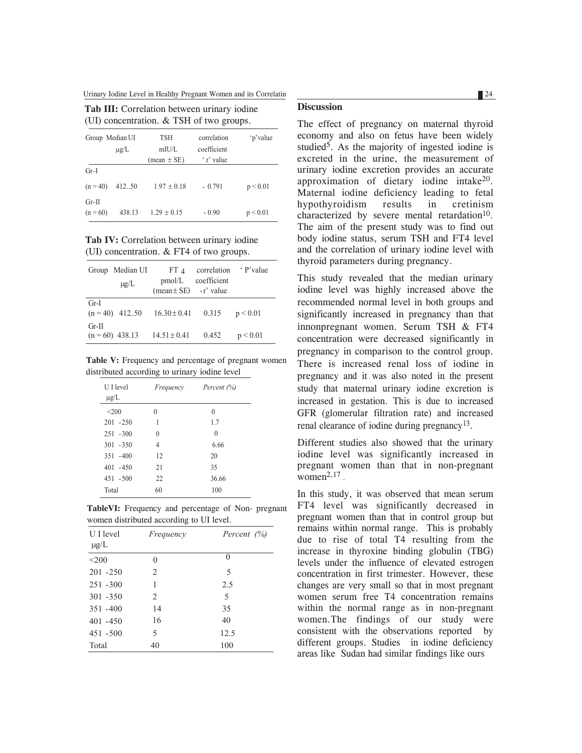**Tab III:** Correlation between urinary iodine (UI) concentration. & TSH of two groups.

| Group | Median UI μg/L | TSH mIU/L (mean ± SE) | correlation coefficient 'r' value | 'p'value |
|---|---|---|---|---|
| Gr-I (n = 40) | 412..50 | 1.97 ± 0.18 | - 0.791 | $p < 0.01$ |
| Gr-II (n = 60) | 438.13 | 1.29 ± 0.15 | - 0.90 | $p < 0.01$ |

**Tab IV:** Correlation between urinary iodine (UI) concentration. & FT4 of two groups.

| Group | Median UI μg/L | $FT_4$ pmol/L (mean± SE) | correlation coefficient 'r' value | 'P'value |
|---|---|---|---|---|
| Gr-I (n = 40) | 412..50 | 16.30 ± 0.41 | 0.315 | $p < 0.01$ |
| Gr-II (n = 60) | 438.13 | 14.51 ± 0.41 | 0.452 | $p < 0.01$ |

**Table V:** Frequency and percentage of pregnant women distributed according to urinary iodine level

| U I level μg/L | *Frequency* | *Percent (%)* |
|---|---|---|
| <200 | 0 | 0 |
| 201 -250 | 1 | 1.7 |
| 251 -300 | 0 | 0 |
| 301 -350 | 4 | 6.66 |
| 351 -400 | 12 | 20 |
| 401 -450 | 21 | 35 |
| 451 -500 | 22 | 36.66 |
| Total | 60 | 100 |

**TableVI:** Frequency and percentage of Non- pregnant women distributed according to UI level.

| U I level μg/L | *Frequency* | *Percent (%)* |
|---|---|---|
| <200 | 0 | 0 |
| 201 -250 | 2 | 5 |
| 251 -300 | 1 | 2.5 |
| 301 -350 | 2 | 5 |
| 351 -400 | 14 | 35 |
| 401 -450 | 16 | 40 |
| 451 -500 | 5 | 12.5 |
| Total | 40 | 100 |

## Discussion

The effect of pregnancy on maternal thyroid economy and also on fetus have been widely studied[5]. As the majority of ingested iodine is excreted in the urine, the measurement of urinary iodine excretion provides an accurate approximation of dietary iodine intake[20]. Maternal iodine deficiency leading to fetal hypothyroidism results in cretinism characterized by severe mental retardation[10]. The aim of the present study was to find out body iodine status, serum TSH and FT4 level and the correlation of urinary iodine level with thyroid parameters during pregnancy.

This study revealed that the median urinary iodine level was highly increased above the recommended normal level in both groups and significantly increased in pregnancy than that innonpregnant women. Serum TSH & FT4 concentration were decreased significantly in pregnancy in comparison to the control group. There is increased renal loss of iodine in pregnancy and it was also noted in the present study that maternal urinary iodine excretion is increased in gestation. This is due to increased GFR (glomerular filtration rate) and increased renal clearance of iodine during pregnancy[13].

Different studies also showed that the urinary iodine level was significantly increased in pregnant women than that in non-pregnant women[2,17].

In this study, it was observed that mean serum FT4 level was significantly decreased in pregnant women than that in control group but remains within normal range. This is probably due to rise of total T4 resulting from the increase in thyroxine binding globulin (TBG) levels under the influence of elevated estrogen concentration in first trimester. However, these changes are very small so that in most pregnant women serum free T4 concentration remains within the normal range as in non-pregnant women.The findings of our study were consistent with the observations reported by different groups. Studies in iodine deficiency areas like Sudan had similar findings like ours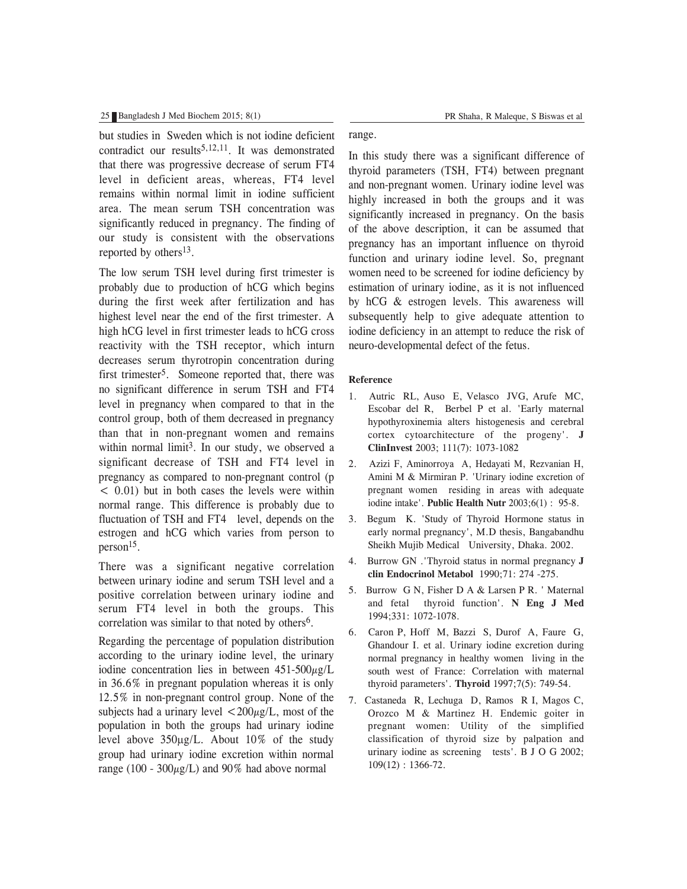but studies in Sweden which is not iodine deficient contradict our results[5,12,11]. It was demonstrated that there was progressive decrease of serum FT4 level in deficient areas, whereas, FT4 level remains within normal limit in iodine sufficient area. The mean serum TSH concentration was significantly reduced in pregnancy. The finding of our study is consistent with the observations reported by others[13].

The low serum TSH level during first trimester is probably due to production of hCG which begins during the first week after fertilization and has highest level near the end of the first trimester. A high hCG level in first trimester leads to hCG cross reactivity with the TSH receptor, which inturn decreases serum thyrotropin concentration during first trimester[5]. Someone reported that, there was no significant difference in serum TSH and FT4 level in pregnancy when compared to that in the control group, both of them decreased in pregnancy than that in non-pregnant women and remains within normal limit[3]. In our study, we observed a significant decrease of TSH and FT4 level in pregnancy as compared to non-pregnant control ($p < 0.01$) but in both cases the levels were within normal range. This difference is probably due to fluctuation of TSH and FT4 level, depends on the estrogen and hCG which varies from person to person[15].

There was a significant negative correlation between urinary iodine and serum TSH level and a positive correlation between urinary iodine and serum FT4 level in both the groups. This correlation was similar to that noted by others[6].

Regarding the percentage of population distribution according to the urinary iodine level, the urinary iodine concentration lies in between 451-500$\mu$g/L in 36.6% in pregnant population whereas it is only 12.5% in non-pregnant control group. None of the subjects had a urinary level $<200\mu$g/L, most of the population in both the groups had urinary iodine level above 350µg/L. About 10% of the study group had urinary iodine excretion within normal range (100 - 300$\mu$g/L) and 90% had above normal range.

In this study there was a significant difference of thyroid parameters (TSH, FT4) between pregnant and non-pregnant women. Urinary iodine level was highly increased in both the groups and it was significantly increased in pregnancy. On the basis of the above description, it can be assumed that pregnancy has an important influence on thyroid function and urinary iodine level. So, pregnant women need to be screened for iodine deficiency by estimation of urinary iodine, as it is not influenced by hCG & estrogen levels. This awareness will subsequently help to give adequate attention to iodine deficiency in an attempt to reduce the risk of neuro-developmental defect of the fetus.

## Reference

1. Autric RL, Auso E, Velasco JVG, Arufe MC, Escobar del R, Berbel P et al. 'Early maternal hypothyroxinemia alters histogenesis and cerebral cortex cytoarchitecture of the progeny'. **J ClinInvest** 2003; 111(7): 1073-1082
2. Azizi F, Aminorroya A, Hedayati M, Rezvanian H, Amini M & Mirmiran P. 'Urinary iodine excretion of pregnant women residing in areas with adequate iodine intake'. **Public Health Nutr** 2003;6(1) : 95-8.
3. Begum K. 'Study of Thyroid Hormone status in early normal pregnancy', M.D thesis, Bangabandhu Sheikh Mujib Medical University, Dhaka. 2002.
4. Burrow GN .'Thyroid status in normal pregnancy **J clin Endocrinol Metabol** 1990;71: 274 -275.
5. Burrow G N, Fisher D A & Larsen P R. ' Maternal and fetal thyroid function'. **N Eng J Med** 1994;331: 1072-1078.
6. Caron P, Hoff M, Bazzi S, Durof A, Faure G, Ghandour I. et al. Urinary iodine excretion during normal pregnancy in healthy women living in the south west of France: Correlation with maternal thyroid parameters'. **Thyroid** 1997;7(5): 749-54.
7. Castaneda R, Lechuga D, Ramos R I, Magos C, Orozco M & Martinez H. Endemic goiter in pregnant women: Utility of the simplified classification of thyroid size by palpation and urinary iodine as screening tests'. B J O G 2002; 109(12) : 1366-72.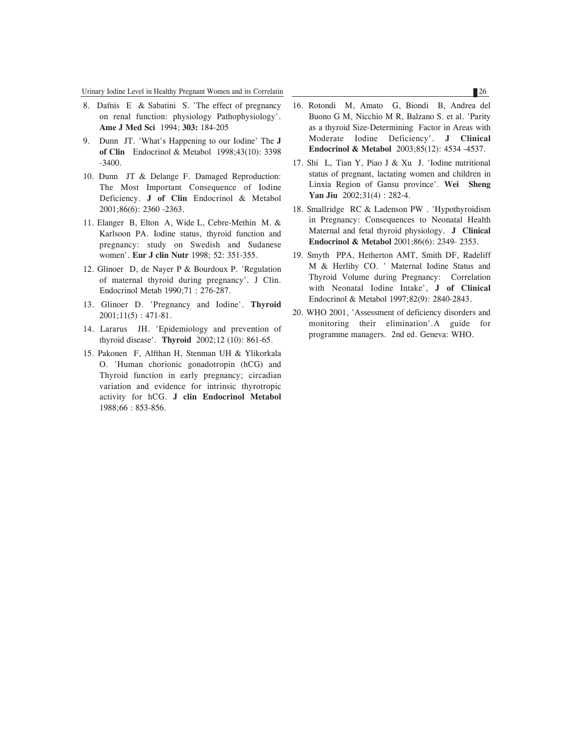8. Dafnis E & Sabatini S. 'The effect of pregnancy on renal function: physiology Pathophysiology'. **Ame J Med Sci** 1994; **303:** 184-205

9. Dunn JT. 'What's Happening to our Iodine' The **J of Clin** Endocrinol & Metabol 1998;43(10): 3398 -3400.

10. Dunn JT & Delange F. Damaged Reproduction: The Most Important Consequence of Iodine Deficiency. **J of Clin** Endocrinol & Metabol 2001;86(6): 2360 -2363.

11. Elanger B, Elton A, Wide L, Cebre-Methin M. & Karlsoon PA. Iodine status, thyroid function and pregnancy: study on Swedish and Sudanese women'. **Eur J clin Nutr** 1998; 52: 351-355.

12. Glinoer D, de Nayer P & Bourdoux P. 'Regulation of maternal thyroid during pregnancy'. J Clin. Endocrinol Metab 1990;71 : 276-287.

13. Glinoer D. 'Pregnancy and Iodine'. **Thyroid** 2001;11(5) : 471-81.

14. Lararus JH. 'Epidemiology and prevention of thyroid disease'. **Thyroid** 2002;12 (10): 861-65.

15. Pakonen F, Alfthan H, Stenman UH & Ylikorkala O. 'Human chorionic gonadotropin (hCG) and Thyroid function in early pregnancy; circadian variation and evidence for intrinsic thyrotropic activity for hCG. **J clin Endocrinol Metabol** 1988;66 : 853-856.

16. Rotondi M, Amato G, Biondi B, Andrea del Buono G M, Nicchio M R, Balzano S. et al. 'Parity as a thyroid Size-Determining Factor in Areas with Moderate Iodine Deficiency'. **J Clinical Endocrinol & Metabol** 2003;85(12): 4534 -4537.

17. Shi L, Tian Y, Piao J & Xu J. 'Iodine nutritional status of pregnant, lactating women and children in Linxia Region of Gansu province'. **Wei Sheng Yan Jiu** 2002;31(4) : 282-4.

18. Smallridge RC & Ladenson PW . 'Hypothyroidism in Pregnancy: Consequences to Neonatal Health Maternal and fetal thyroid physiology. **J Clinical Endocrinol & Metabol** 2001;86(6): 2349- 2353.

19. Smyth PPA, Hetherton AMT, Smith DF, Radeliff M & Herlihy CO. ' Maternal Iodine Status and Thyroid Volume during Pregnancy: Correlation with Neonatal Iodine Intake', **J of Clinical** Endocrinol & Metabol 1997;82(9): 2840-2843.

20. WHO 2001, 'Assessment of deficiency disorders and monitoring their elimination'.A guide for programme managers. 2nd ed. Geneva: WHO.